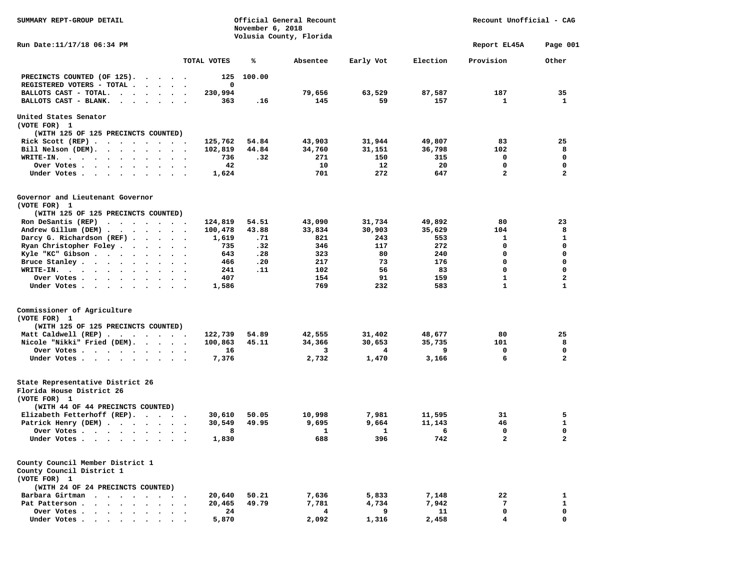SUMMARY REPT-GROUP DETAIL

# Official General Recount
November 6, 2018
Volusia County, Florida

Recount Unofficial - CAG

Run Date:11/17/18 06:34 PM

Report EL45A

| | TOTAL VOTES | % | Absentee | Early Vot | Election | Provision | Other |
|---|---|---|---|---|---|---|---|
| PRECINCTS COUNTED (OF 125) | 125 | 100.00 | | | | | |
| REGISTERED VOTERS - TOTAL | 0 | | | | | | |
| BALLOTS CAST - TOTAL. | 230,994 | | 79,656 | 63,529 | 87,587 | 187 | 35 |
| BALLOTS CAST - BLANK. | 363 | .16 | 145 | 59 | 157 | 1 | 1 |

## United States Senator
(VOTE FOR) 1
(WITH 125 OF 125 PRECINCTS COUNTED)

| | TOTAL VOTES | % | Absentee | Early Vot | Election | Provision | Other |
|---|---|---|---|---|---|---|---|
| Rick Scott (REP) | 125,762 | 54.84 | 43,903 | 31,944 | 49,807 | 83 | 25 |
| Bill Nelson (DEM) | 102,819 | 44.84 | 34,760 | 31,151 | 36,798 | 102 | 8 |
| WRITE-IN. | 736 | .32 | 271 | 150 | 315 | 0 | 0 |
| Over Votes | 42 | | 10 | 12 | 20 | 0 | 0 |
| Under Votes | 1,624 | | 701 | 272 | 647 | 2 | 2 |

## Governor and Lieutenant Governor
(VOTE FOR) 1
(WITH 125 OF 125 PRECINCTS COUNTED)

| | TOTAL VOTES | % | Absentee | Early Vot | Election | Provision | Other |
|---|---|---|---|---|---|---|---|
| Ron DeSantis (REP) | 124,819 | 54.51 | 43,090 | 31,734 | 49,892 | 80 | 23 |
| Andrew Gillum (DEM) | 100,478 | 43.88 | 33,834 | 30,903 | 35,629 | 104 | 8 |
| Darcy G. Richardson (REF) | 1,619 | .71 | 821 | 243 | 553 | 1 | 1 |
| Ryan Christopher Foley | 735 | .32 | 346 | 117 | 272 | 0 | 0 |
| Kyle "KC" Gibson | 643 | .28 | 323 | 80 | 240 | 0 | 0 |
| Bruce Stanley | 466 | .20 | 217 | 73 | 176 | 0 | 0 |
| WRITE-IN. | 241 | .11 | 102 | 56 | 83 | 0 | 0 |
| Over Votes | 407 | | 154 | 91 | 159 | 1 | 2 |
| Under Votes | 1,586 | | 769 | 232 | 583 | 1 | 1 |

## Commissioner of Agriculture
(VOTE FOR) 1
(WITH 125 OF 125 PRECINCTS COUNTED)

| | TOTAL VOTES | % | Absentee | Early Vot | Election | Provision | Other |
|---|---|---|---|---|---|---|---|
| Matt Caldwell (REP) | 122,739 | 54.89 | 42,555 | 31,402 | 48,677 | 80 | 25 |
| Nicole "Nikki" Fried (DEM) | 100,863 | 45.11 | 34,366 | 30,653 | 35,735 | 101 | 8 |
| Over Votes | 16 | | 3 | 4 | 9 | 0 | 0 |
| Under Votes | 7,376 | | 2,732 | 1,470 | 3,166 | 6 | 2 |

## State Representative District 26
Florida House District 26
(VOTE FOR) 1
(WITH 44 OF 44 PRECINCTS COUNTED)

| | TOTAL VOTES | % | Absentee | Early Vot | Election | Provision | Other |
|---|---|---|---|---|---|---|---|
| Elizabeth Fetterhoff (REP) | 30,610 | 50.05 | 10,998 | 7,981 | 11,595 | 31 | 5 |
| Patrick Henry (DEM) | 30,549 | 49.95 | 9,695 | 9,664 | 11,143 | 46 | 1 |
| Over Votes | 8 | | 1 | 1 | 6 | 0 | 0 |
| Under Votes | 1,830 | | 688 | 396 | 742 | 2 | 2 |

## County Council Member District 1
County Council District 1
(VOTE FOR) 1
(WITH 24 OF 24 PRECINCTS COUNTED)

| | TOTAL VOTES | % | Absentee | Early Vot | Election | Provision | Other |
|---|---|---|---|---|---|---|---|
| Barbara Girtman | 20,640 | 50.21 | 7,636 | 5,833 | 7,148 | 22 | 1 |
| Pat Patterson | 20,465 | 49.79 | 7,781 | 4,734 | 7,942 | 7 | 1 |
| Over Votes | 24 | | 4 | 9 | 11 | 0 | 0 |
| Under Votes | 5,870 | | 2,092 | 1,316 | 2,458 | 4 | 0 |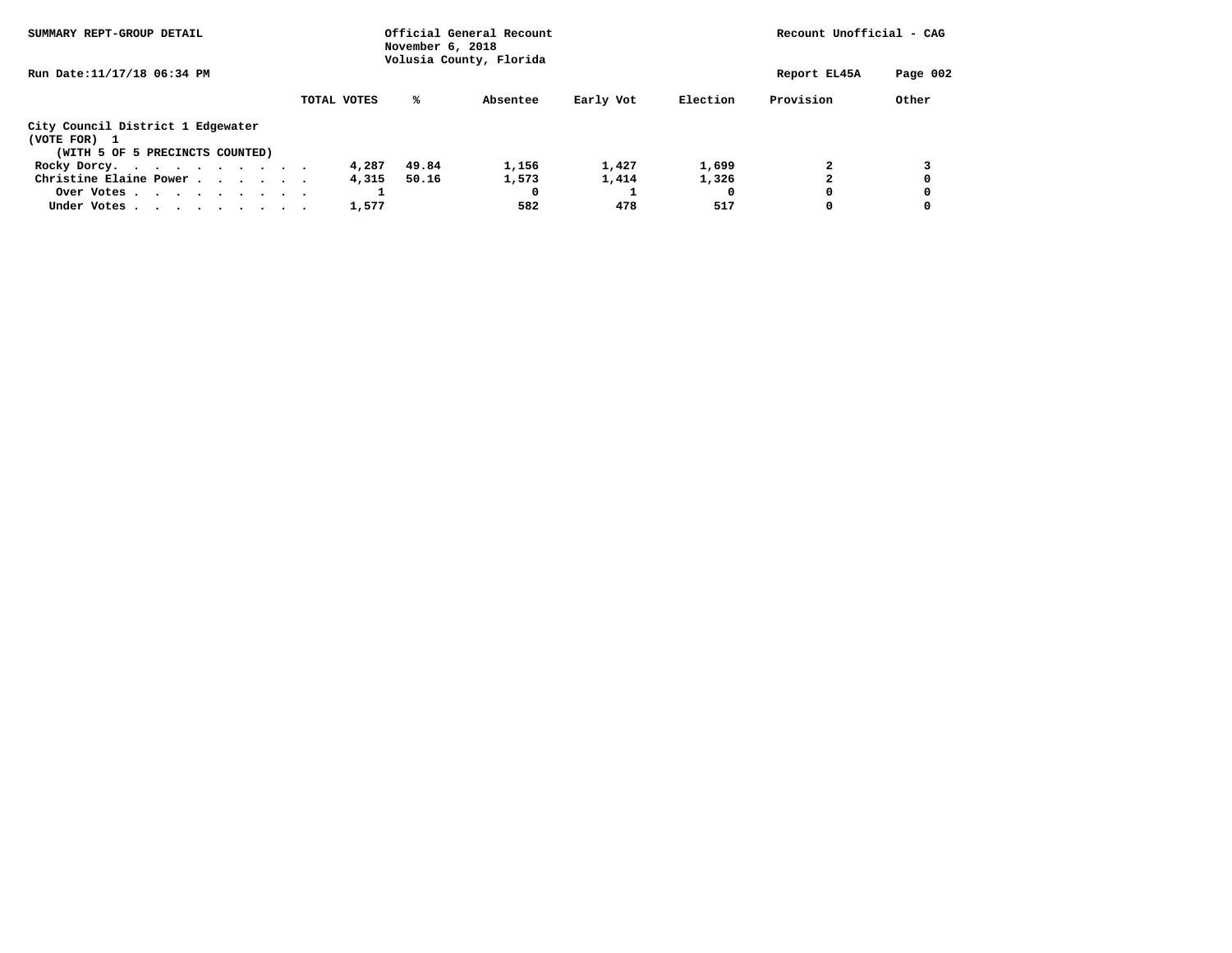SUMMARY REPT-GROUP DETAIL

Official General Recount
November 6, 2018
Volusia County, Florida

Recount Unofficial - CAG

Run Date:11/17/18 06:34 PM

Report EL45A

City Council District 1 Edgewater
(VOTE FOR) 1
(WITH 5 OF 5 PRECINCTS COUNTED)

| | TOTAL VOTES | % | Absentee | Early Vot | Election | Provision | Other |
|---|---|---|---|---|---|---|---|
| Rocky Dorcy. . . . . . . . . . . | 4,287 | 49.84 | 1,156 | 1,427 | 1,699 | 2 | 3 |
| Christine Elaine Power . . . . . . . | 4,315 | 50.16 | 1,573 | 1,414 | 1,326 | 2 | 0 |
| Over Votes . . . . . . . . . . | 1 | | 0 | 1 | 0 | 0 | 0 |
| Under Votes . . . . . . . . . . | 1,577 | | 582 | 478 | 517 | 0 | 0 |